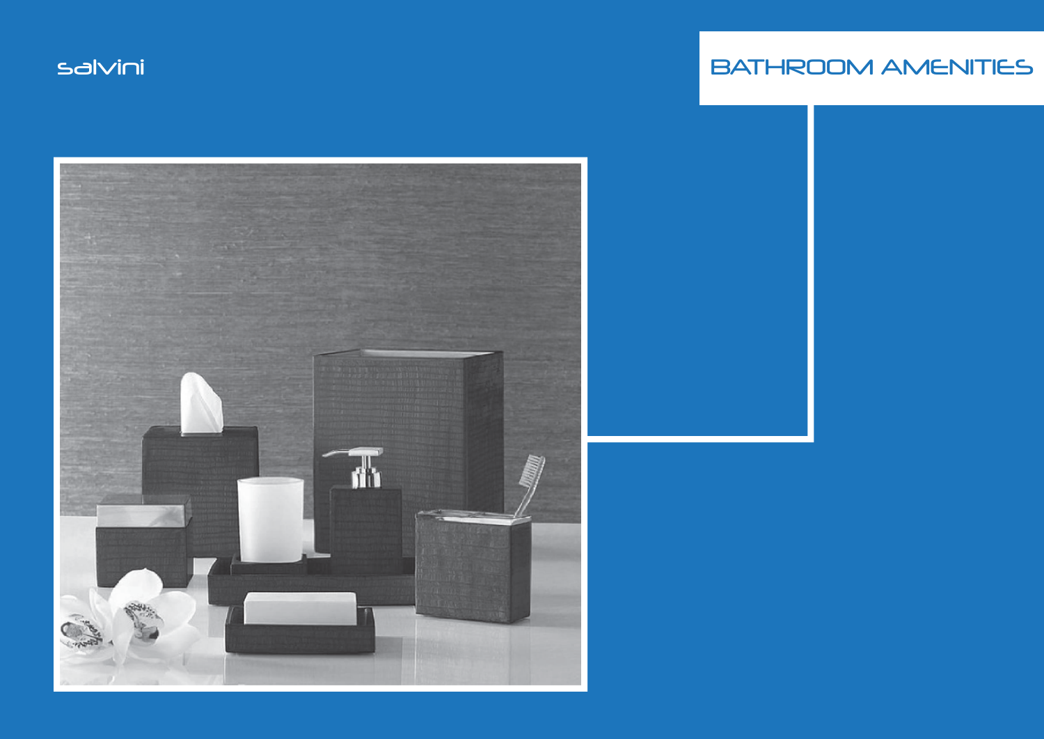salvini

# BATHROOM AMENITIES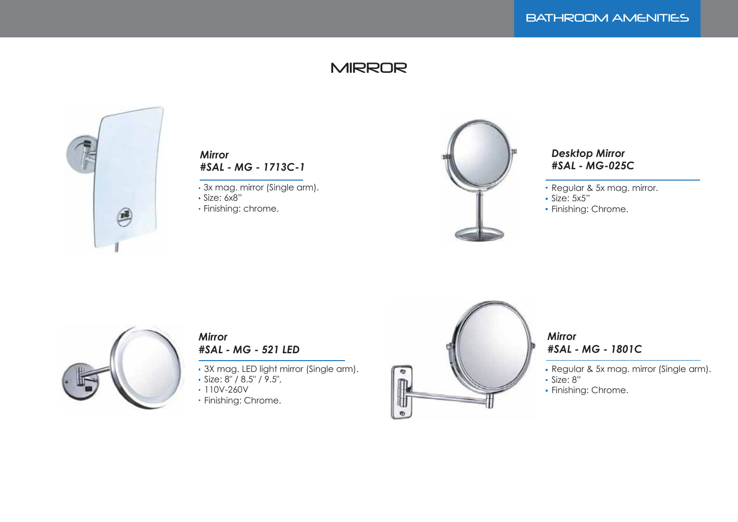# MIRROR

***Mirror***
***#SAL - MG - 1713C-1***

- 3x mag. mirror (Single arm).
- Size: 6x8"
- Finishing: chrome.

***Desktop Mirror***
***#SAL - MG-025C***

- Regular & 5x mag. mirror.
- Size: 5x5"
- Finishing: Chrome.

***Mirror***
***#SAL - MG - 521 LED***

- 3X mag. LED light mirror (Single arm).
- Size: 8" / 8.5" / 9.5",
- 110V-260V
- Finishing: Chrome.

***Mirror***
***#SAL - MG - 1801C***

- Regular & 5x mag. mirror (Single arm).
- Size: 8"
- Finishing: Chrome.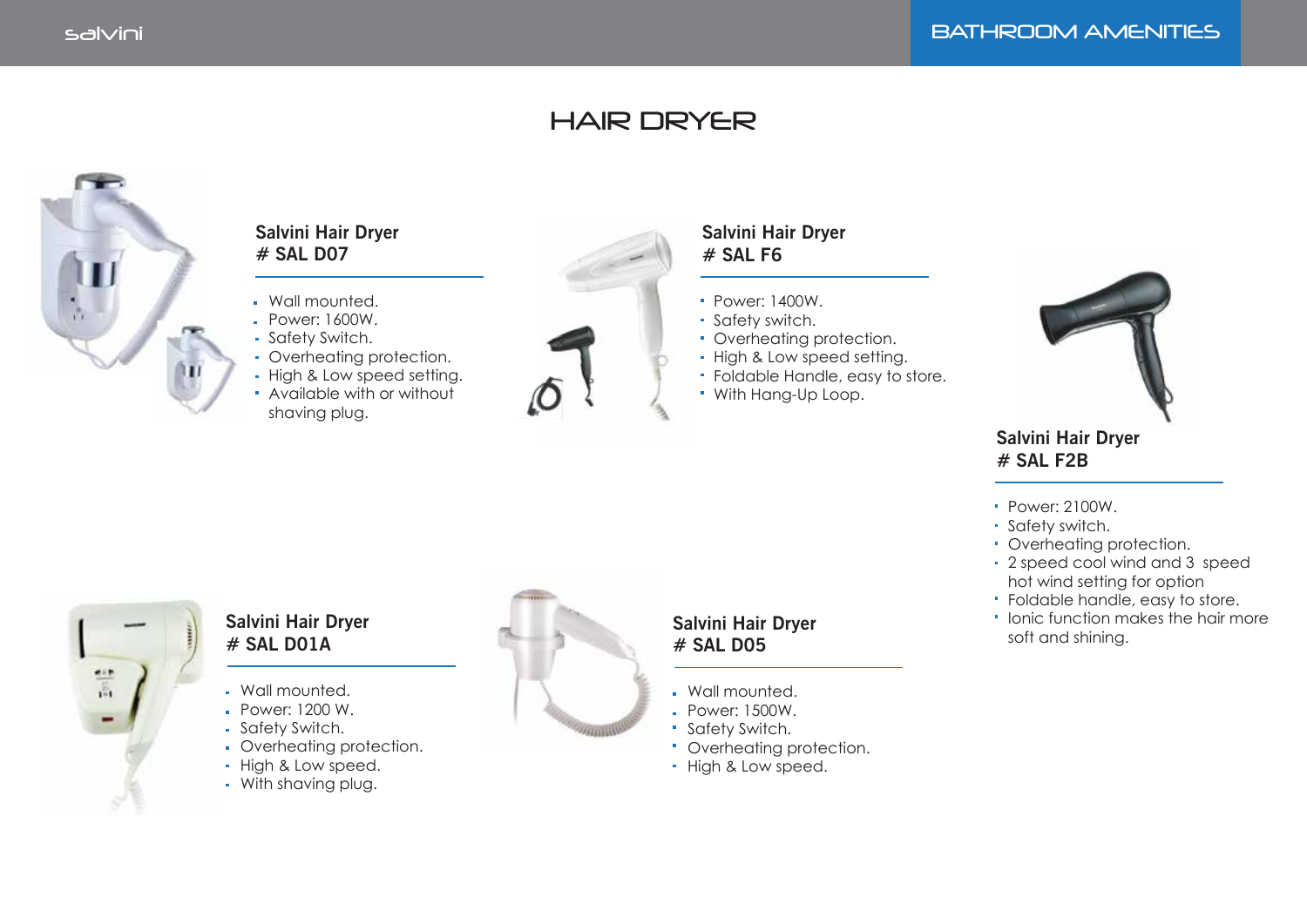# HAIR DRYER

## Salvini Hair Dryer
## # SAL D07

- Wall mounted.
- Power: 1600W.
- Safety Switch.
- Overheating protection.
- High & Low speed setting.
- Available with or without shaving plug.

## Salvini Hair Dryer
## # SAL F6

- Power: 1400W.
- Safety switch.
- Overheating protection.
- High & Low speed setting.
- Foldable Handle, easy to store.
- With Hang-Up Loop.

## Salvini Hair Dryer
## # SAL F2B

- Power: 2100W.
- Safety switch.
- Overheating protection.
- 2 speed cool wind and 3 speed hot wind setting for option
- Foldable handle, easy to store.
- Ionic function makes the hair more soft and shining.

## Salvini Hair Dryer
## # SAL D01A

- Wall mounted.
- Power: 1200 W.
- Safety Switch.
- Overheating protection.
- High & Low speed.
- With shaving plug.

## Salvini Hair Dryer
## # SAL D05

- Wall mounted.
- Power: 1500W.
- Safety Switch.
- Overheating protection.
- High & Low speed.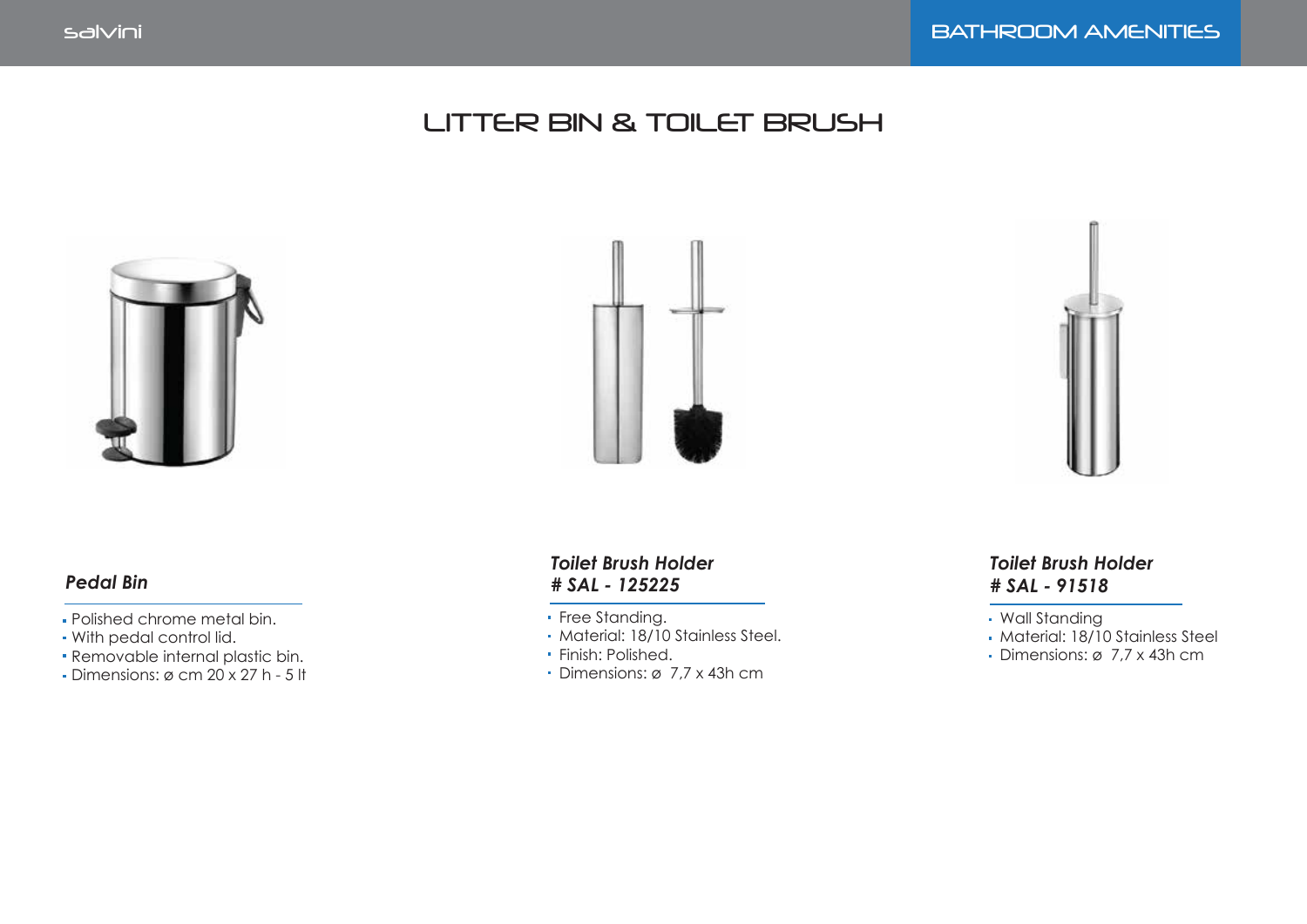# LITTER BIN & TOILET BRUSH

### *Pedal Bin*

- Polished chrome metal bin.
- With pedal control lid.
- Removable internal plastic bin.
- Dimensions: ø cm 20 x 27 h - 5 lt

### *Toilet Brush Holder # SAL - 125225*

- Free Standing.
- Material: 18/10 Stainless Steel.
- Finish: Polished.
- Dimensions: ø 7,7 x 43h cm

### *Toilet Brush Holder # SAL - 91518*

- Wall Standing
- Material: 18/10 Stainless Steel
- Dimensions: ø 7,7 x 43h cm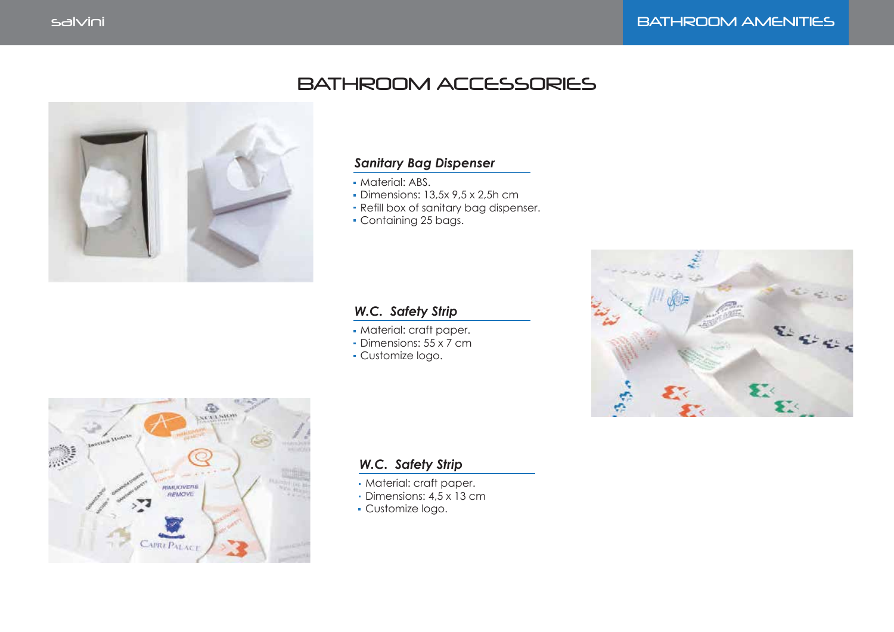# BATHROOM ACCESSORIES

### *Sanitary Bag Dispenser*

- Material: ABS.
- Dimensions: 13,5x 9,5 x 2,5h cm
- Refill box of sanitary bag dispenser.
- Containing 25 bags.

### *W.C. Safety Strip*

- Material: craft paper.
- Dimensions: 55 x 7 cm
- Customize logo.

### *W.C. Safety Strip*

- Material: craft paper.
- Dimensions: 4,5 x 13 cm
- Customize logo.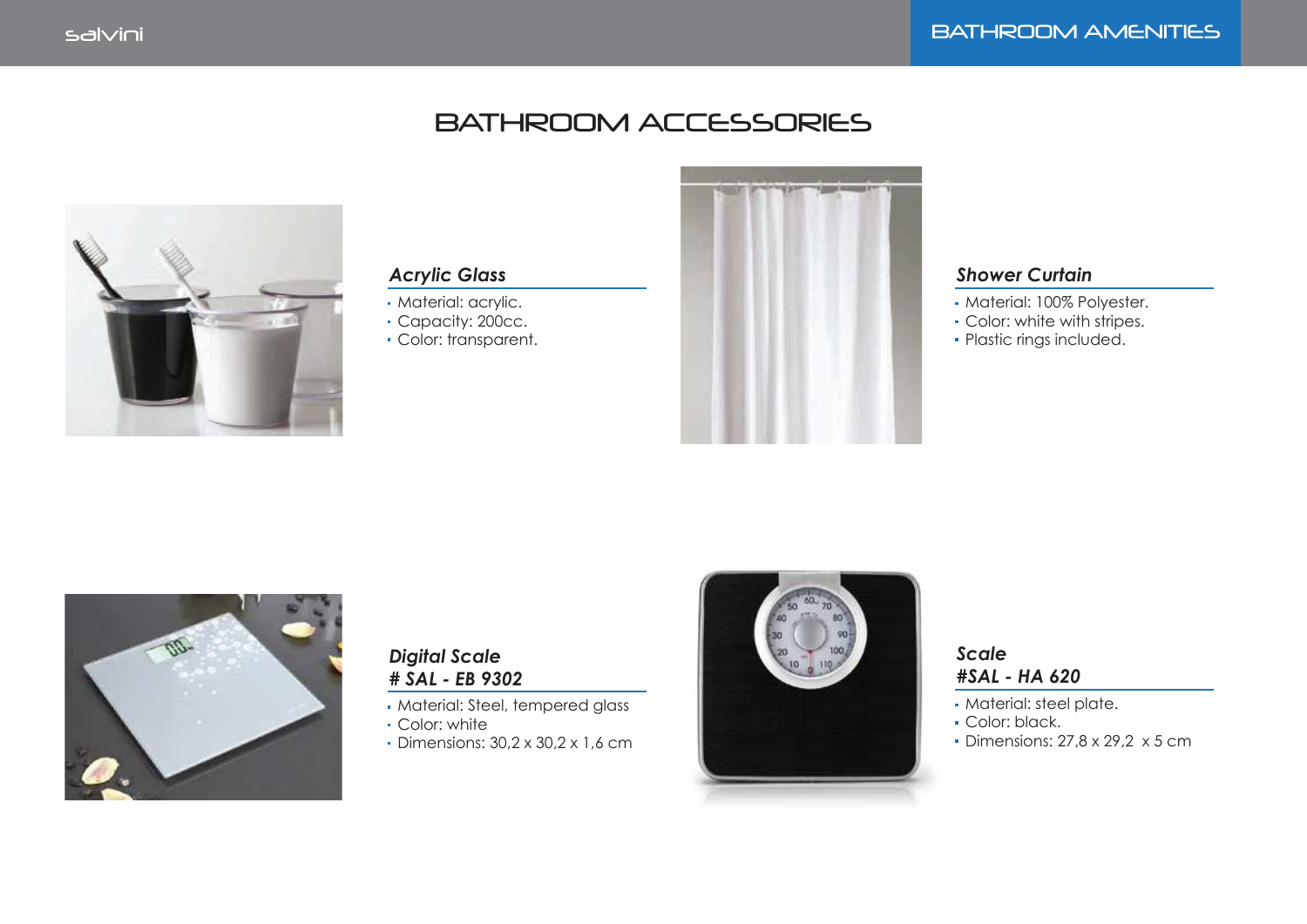# BATHROOM ACCESSORIES

### *Acrylic Glass*

- Material: acrylic.
- Capacity: 200cc.
- Color: transparent.

### *Shower Curtain*

- Material: 100% Polyester.
- Color: white with stripes.
- Plastic rings included.

### *Digital Scale # SAL - EB 9302*

- Material: Steel, tempered glass
- Color: white
- Dimensions: 30,2 x 30,2 x 1,6 cm

### *Scale #SAL - HA 620*

- Material: steel plate.
- Color: black.
- Dimensions: 27,8 x 29,2 x 5 cm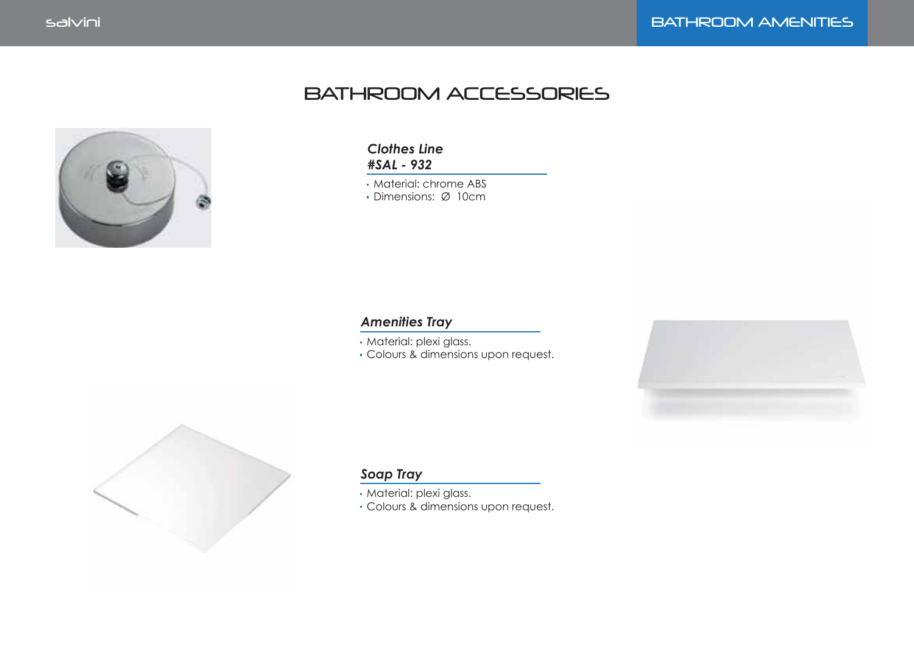# BATHROOM ACCESSORIES

***Clothes Line***
***#SAL - 932***

- Material: chrome ABS
- Dimensions: Ø 10cm

***Amenities Tray***

- Material: plexi glass.
- Colours & dimensions upon request.

***Soap Tray***

- Material: plexi glass.
- Colours & dimensions upon request.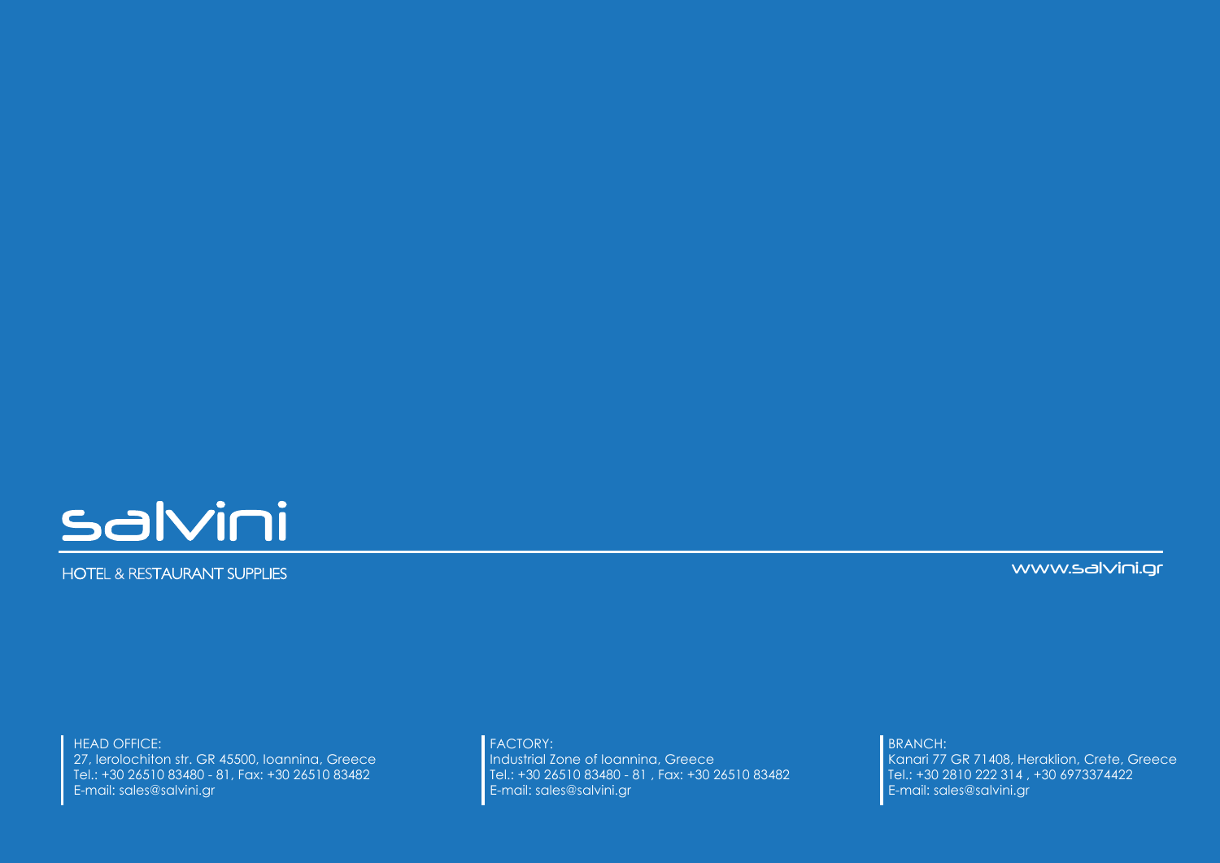# salvini

HOTEL & RESTAURANT SUPPLIES

www.salvini.gr

HEAD OFFICE:
27, Ierolochiton str. GR 45500, Ioannina, Greece
Tel.: +30 26510 83480 - 81, Fax: +30 26510 83482
E-mail: sales@salvini.gr

FACTORY:
Industrial Zone of Ioannina, Greece
Tel.: +30 26510 83480 - 81 , Fax: +30 26510 83482
E-mail: sales@salvini.gr

BRANCH:
Kanari 77 GR 71408, Heraklion, Crete, Greece
Tel.: +30 2810 222 314 , +30 6973374422
E-mail: sales@salvini.gr